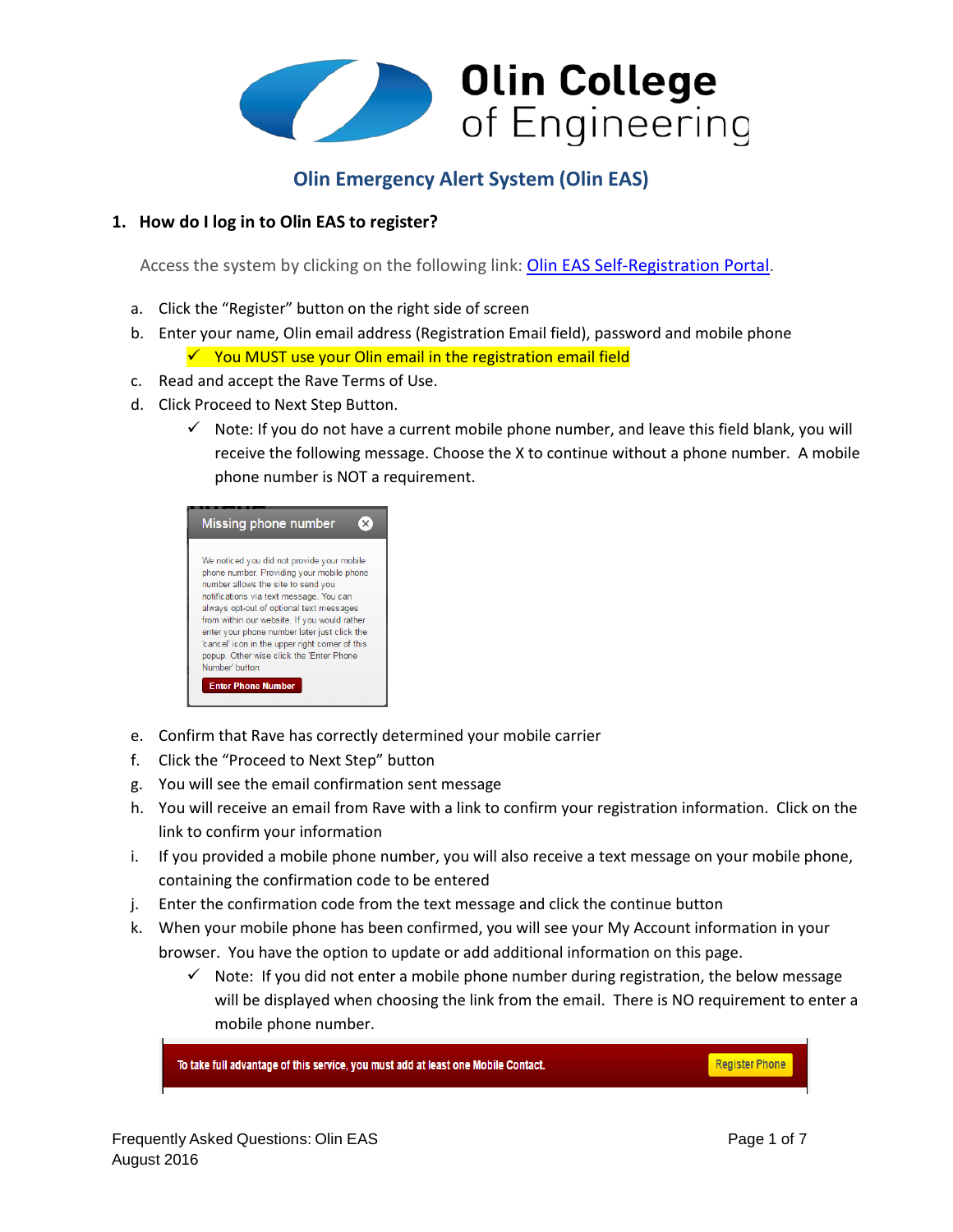# Olin College of Engineering

## Olin Emergency Alert System (Olin EAS)

### 1. How do I log in to Olin EAS to register?

Access the system by clicking on the following link: [Olin EAS Self-Registration Portal].

a. Click the "Register" button on the right side of screen

b. Enter your name, Olin email address (Registration Email field), password and mobile phone
   - ✓ You MUST use your Olin email in the registration email field

c. Read and accept the Rave Terms of Use.

d. Click Proceed to Next Step Button.
   - ✓ Note: If you do not have a current mobile phone number, and leave this field blank, you will receive the following message. Choose the X to continue without a phone number. A mobile phone number is NOT a requirement.

> **Missing phone number**
>
> We noticed you did not provide your mobile phone number. Providing your mobile phone number allows the site to send you notifications via text message. You can always opt-out of optional text messages from within our website. If you would rather enter your phone number later just click the 'cancel' icon in the upper right corner of this popup. Other wise click the 'Enter Phone Number' button
>
> Enter Phone Number

e. Confirm that Rave has correctly determined your mobile carrier

f. Click the "Proceed to Next Step" button

g. You will see the email confirmation sent message

h. You will receive an email from Rave with a link to confirm your registration information. Click on the link to confirm your information

i. If you provided a mobile phone number, you will also receive a text message on your mobile phone, containing the confirmation code to be entered

j. Enter the confirmation code from the text message and click the continue button

k. When your mobile phone has been confirmed, you will see your My Account information in your browser. You have the option to update or add additional information on this page.
   - ✓ Note: If you did not enter a mobile phone number during registration, the below message will be displayed when choosing the link from the email. There is NO requirement to enter a mobile phone number.

> To take full advantage of this service, you must add at least one Mobile Contact. Register Phone

Frequently Asked Questions: Olin EAS
August 2016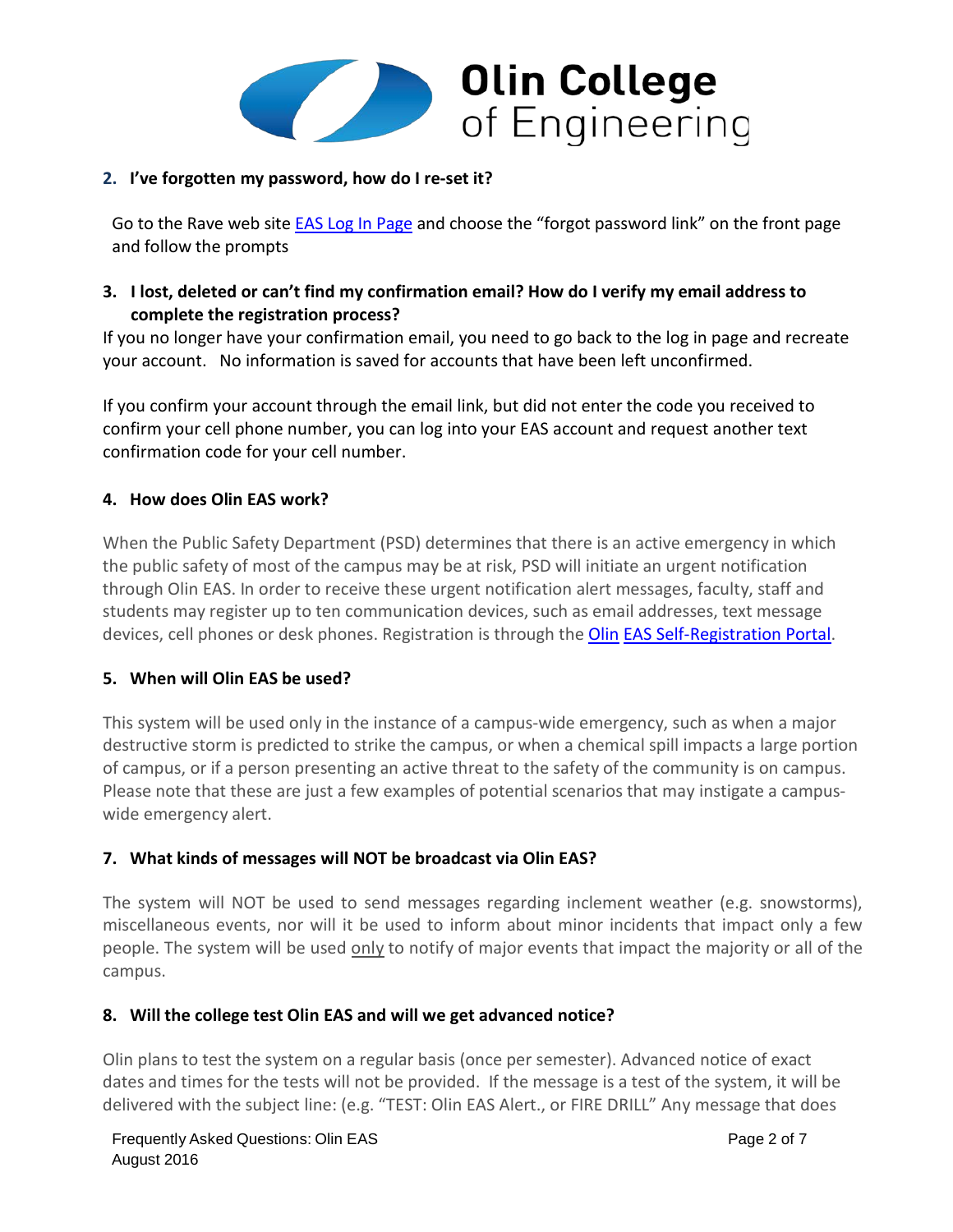**2. I've forgotten my password, how do I re-set it?**

Go to the Rave web site [EAS Log In Page](#) and choose the "forgot password link" on the front page and follow the prompts

**3. I lost, deleted or can't find my confirmation email? How do I verify my email address to complete the registration process?**

If you no longer have your confirmation email, you need to go back to the log in page and recreate your account. No information is saved for accounts that have been left unconfirmed.

If you confirm your account through the email link, but did not enter the code you received to confirm your cell phone number, you can log into your EAS account and request another text confirmation code for your cell number.

**4. How does Olin EAS work?**

When the Public Safety Department (PSD) determines that there is an active emergency in which the public safety of most of the campus may be at risk, PSD will initiate an urgent notification through Olin EAS. In order to receive these urgent notification alert messages, faculty, staff and students may register up to ten communication devices, such as email addresses, text message devices, cell phones or desk phones. Registration is through the [Olin EAS Self-Registration Portal](#).

**5. When will Olin EAS be used?**

This system will be used only in the instance of a campus-wide emergency, such as when a major destructive storm is predicted to strike the campus, or when a chemical spill impacts a large portion of campus, or if a person presenting an active threat to the safety of the community is on campus. Please note that these are just a few examples of potential scenarios that may instigate a campus-wide emergency alert.

**7. What kinds of messages will NOT be broadcast via Olin EAS?**

The system will NOT be used to send messages regarding inclement weather (e.g. snowstorms), miscellaneous events, nor will it be used to inform about minor incidents that impact only a few people. The system will be used <u>only</u> to notify of major events that impact the majority or all of the campus.

**8. Will the college test Olin EAS and will we get advanced notice?**

Olin plans to test the system on a regular basis (once per semester). Advanced notice of exact dates and times for the tests will not be provided. If the message is a test of the system, it will be delivered with the subject line: (e.g. "TEST: Olin EAS Alert., or FIRE DRILL" Any message that does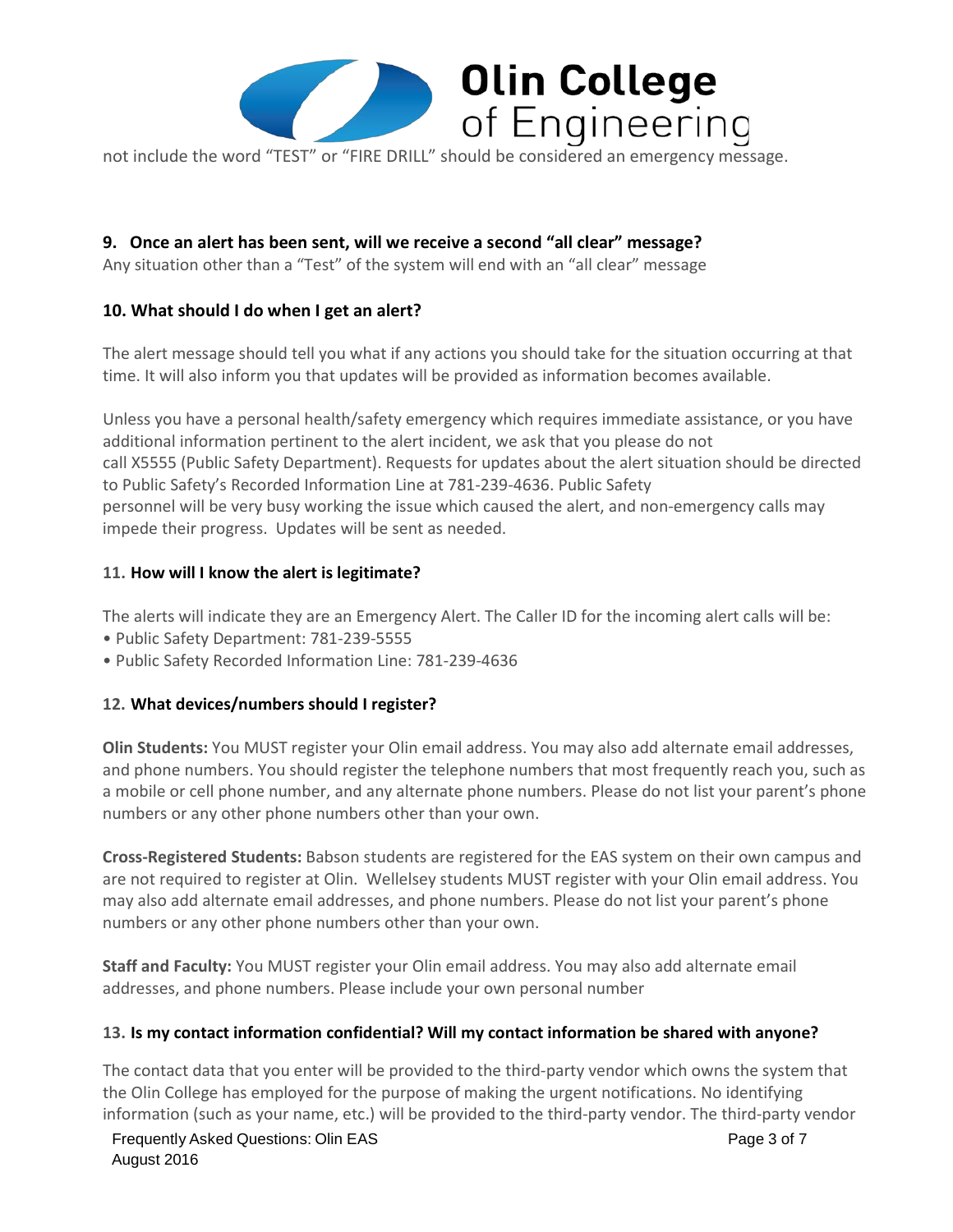not include the word "TEST" or "FIRE DRILL" should be considered an emergency message.

**9. Once an alert has been sent, will we receive a second "all clear" message?**

Any situation other than a "Test" of the system will end with an "all clear" message

**10. What should I do when I get an alert?**

The alert message should tell you what if any actions you should take for the situation occurring at that time. It will also inform you that updates will be provided as information becomes available.

Unless you have a personal health/safety emergency which requires immediate assistance, or you have additional information pertinent to the alert incident, we ask that you please do not call X5555 (Public Safety Department). Requests for updates about the alert situation should be directed to Public Safety's Recorded Information Line at 781-239-4636. Public Safety personnel will be very busy working the issue which caused the alert, and non-emergency calls may impede their progress. Updates will be sent as needed.

**11. How will I know the alert is legitimate?**

The alerts will indicate they are an Emergency Alert. The Caller ID for the incoming alert calls will be:

- Public Safety Department: 781-239-5555
- Public Safety Recorded Information Line: 781-239-4636

**12. What devices/numbers should I register?**

**Olin Students:** You MUST register your Olin email address. You may also add alternate email addresses, and phone numbers. You should register the telephone numbers that most frequently reach you, such as a mobile or cell phone number, and any alternate phone numbers. Please do not list your parent's phone numbers or any other phone numbers other than your own.

**Cross-Registered Students:** Babson students are registered for the EAS system on their own campus and are not required to register at Olin. Wellelsey students MUST register with your Olin email address. You may also add alternate email addresses, and phone numbers. Please do not list your parent's phone numbers or any other phone numbers other than your own.

**Staff and Faculty:** You MUST register your Olin email address. You may also add alternate email addresses, and phone numbers. Please include your own personal number

**13. Is my contact information confidential? Will my contact information be shared with anyone?**

The contact data that you enter will be provided to the third-party vendor which owns the system that the Olin College has employed for the purpose of making the urgent notifications. No identifying information (such as your name, etc.) will be provided to the third-party vendor. The third-party vendor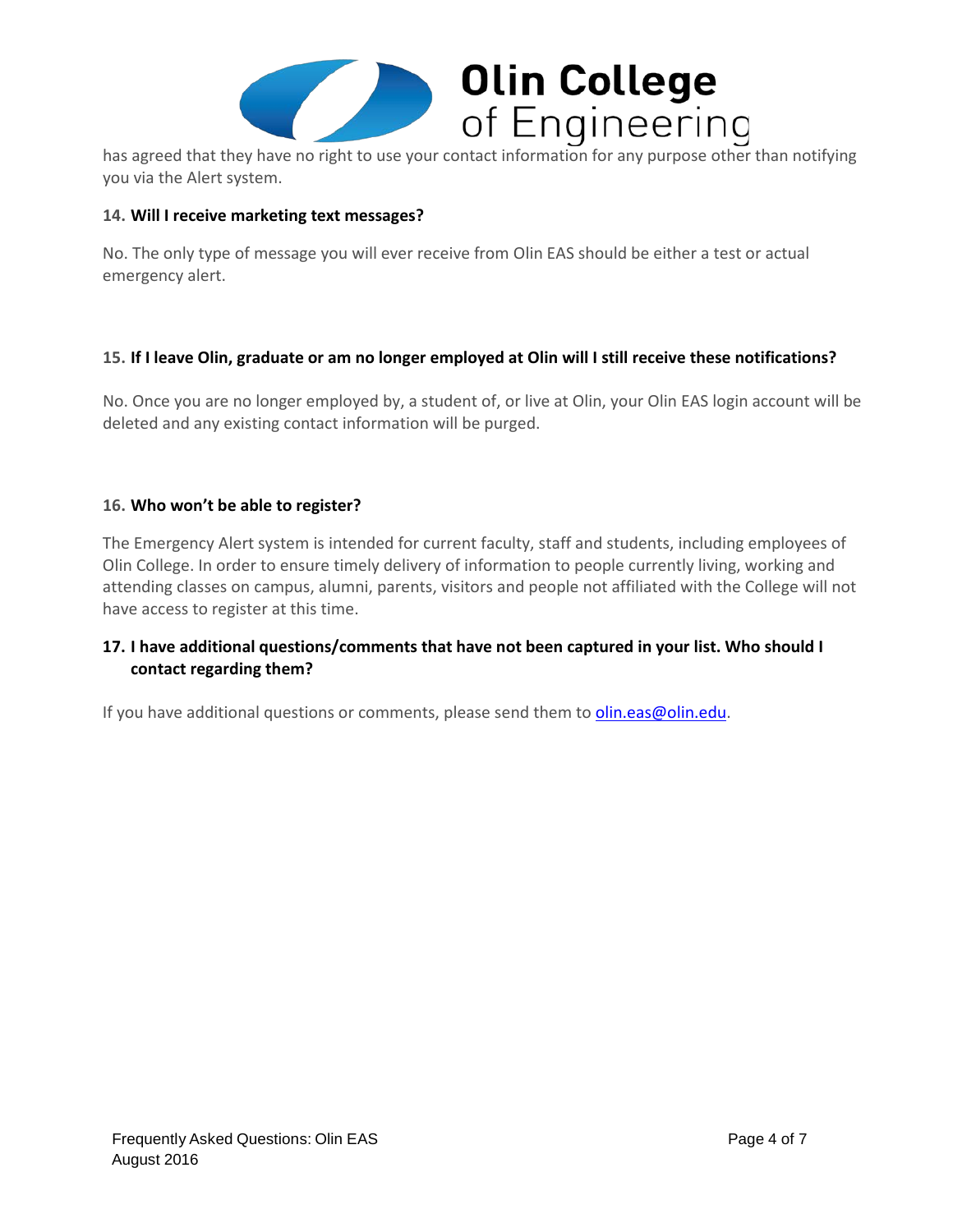has agreed that they have no right to use your contact information for any purpose other than notifying you via the Alert system.

**14. Will I receive marketing text messages?**

No. The only type of message you will ever receive from Olin EAS should be either a test or actual emergency alert.

**15. If I leave Olin, graduate or am no longer employed at Olin will I still receive these notifications?**

No. Once you are no longer employed by, a student of, or live at Olin, your Olin EAS login account will be deleted and any existing contact information will be purged.

**16. Who won't be able to register?**

The Emergency Alert system is intended for current faculty, staff and students, including employees of Olin College. In order to ensure timely delivery of information to people currently living, working and attending classes on campus, alumni, parents, visitors and people not affiliated with the College will not have access to register at this time.

**17. I have additional questions/comments that have not been captured in your list. Who should I contact regarding them?**

If you have additional questions or comments, please send them to olin.eas@olin.edu.